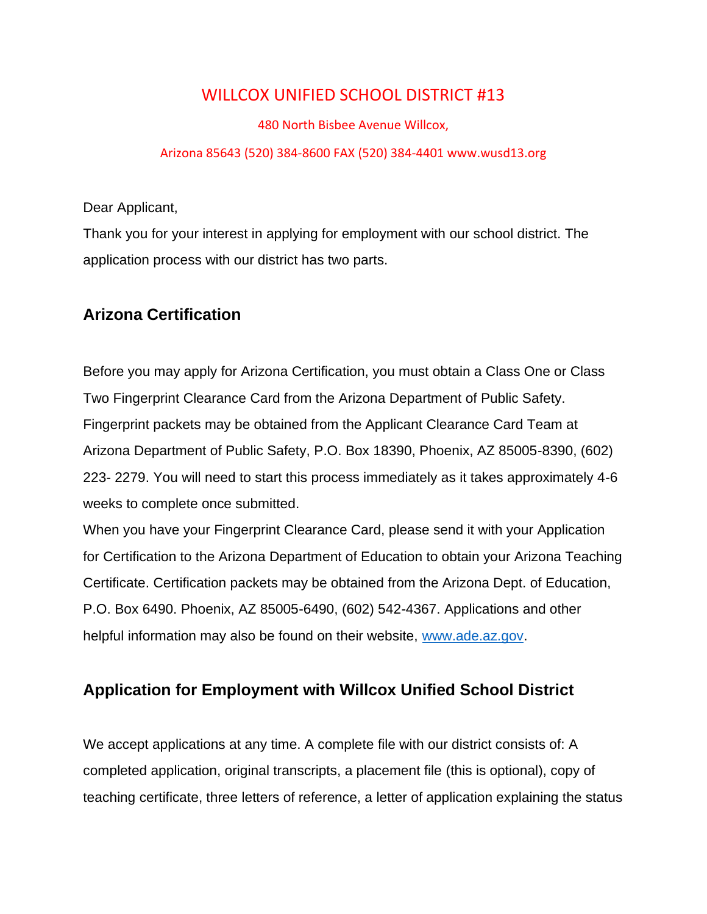# WILLCOX UNIFIED SCHOOL DISTRICT #13

480 North Bisbee Avenue Willcox,

Arizona 85643 (520) 384-8600 FAX (520) 384-4401 www.wusd13.org

Dear Applicant,

Thank you for your interest in applying for employment with our school district. The application process with our district has two parts.

## Arizona Certification

Before you may apply for Arizona Certification, you must obtain a Class One or Class Two Fingerprint Clearance Card from the Arizona Department of Public Safety. Fingerprint packets may be obtained from the Applicant Clearance Card Team at Arizona Department of Public Safety, P.O. Box 18390, Phoenix, AZ 85005-8390, (602) 223- 2279. You will need to start this process immediately as it takes approximately 4-6 weeks to complete once submitted.

When you have your Fingerprint Clearance Card, please send it with your Application for Certification to the Arizona Department of Education to obtain your Arizona Teaching Certificate. Certification packets may be obtained from the Arizona Dept. of Education, P.O. Box 6490. Phoenix, AZ 85005-6490, (602) 542-4367. Applications and other helpful information may also be found on their website, [www.ade.az.gov](www.ade.az.gov).

## Application for Employment with Willcox Unified School District

We accept applications at any time. A complete file with our district consists of: A completed application, original transcripts, a placement file (this is optional), copy of teaching certificate, three letters of reference, a letter of application explaining the status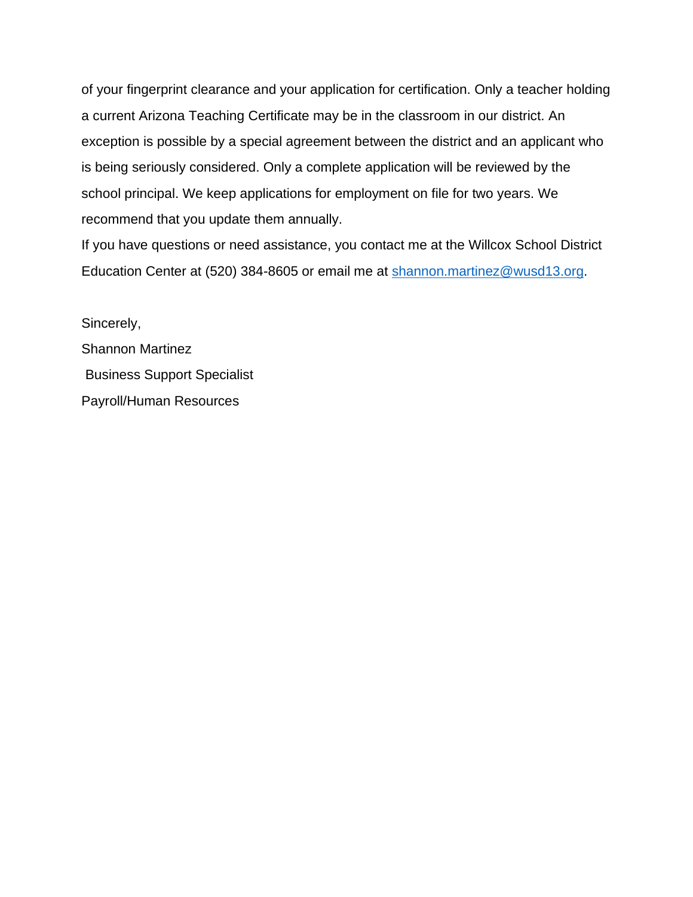of your fingerprint clearance and your application for certification. Only a teacher holding a current Arizona Teaching Certificate may be in the classroom in our district. An exception is possible by a special agreement between the district and an applicant who is being seriously considered. Only a complete application will be reviewed by the school principal. We keep applications for employment on file for two years. We recommend that you update them annually.

If you have questions or need assistance, you contact me at the Willcox School District Education Center at (520) 384-8605 or email me at [shannon.martinez@wusd13.org](mailto:shannon.martinez@wusd13.org).

Sincerely,

Shannon Martinez

Business Support Specialist

Payroll/Human Resources